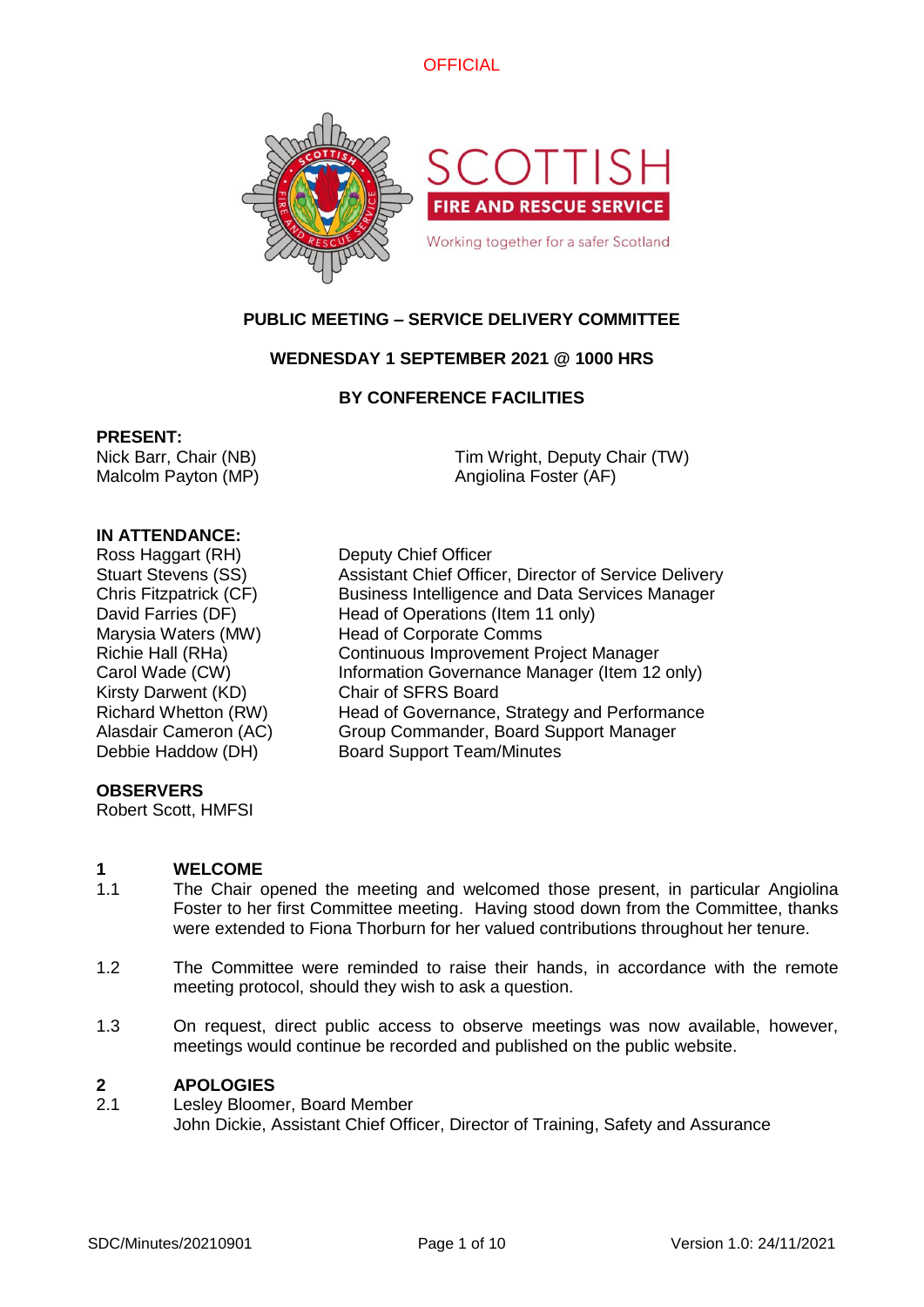OFFICIAL

# PUBLIC MEETING – SERVICE DELIVERY COMMITTEE

## WEDNESDAY 1 SEPTEMBER 2021 @ 1000 HRS

## BY CONFERENCE FACILITIES

**PRESENT:**

Nick Barr, Chair (NB)
Tim Wright, Deputy Chair (TW)
Malcolm Payton (MP)
Angiolina Foster (AF)

**IN ATTENDANCE:**

| | |
|---|---|
| Ross Haggart (RH) | Deputy Chief Officer |
| Stuart Stevens (SS) | Assistant Chief Officer, Director of Service Delivery |
| Chris Fitzpatrick (CF) | Business Intelligence and Data Services Manager |
| David Farries (DF) | Head of Operations (Item 11 only) |
| Marysia Waters (MW) | Head of Corporate Comms |
| Richie Hall (RHa) | Continuous Improvement Project Manager |
| Carol Wade (CW) | Information Governance Manager (Item 12 only) |
| Kirsty Darwent (KD) | Chair of SFRS Board |
| Richard Whetton (RW) | Head of Governance, Strategy and Performance |
| Alasdair Cameron (AC) | Group Commander, Board Support Manager |
| Debbie Haddow (DH) | Board Support Team/Minutes |

**OBSERVERS**

Robert Scott, HMFSI

**1 WELCOME**

1.1 The Chair opened the meeting and welcomed those present, in particular Angiolina Foster to her first Committee meeting. Having stood down from the Committee, thanks were extended to Fiona Thorburn for her valued contributions throughout her tenure.

1.2 The Committee were reminded to raise their hands, in accordance with the remote meeting protocol, should they wish to ask a question.

1.3 On request, direct public access to observe meetings was now available, however, meetings would continue be recorded and published on the public website.

**2 APOLOGIES**

2.1 Lesley Bloomer, Board Member
John Dickie, Assistant Chief Officer, Director of Training, Safety and Assurance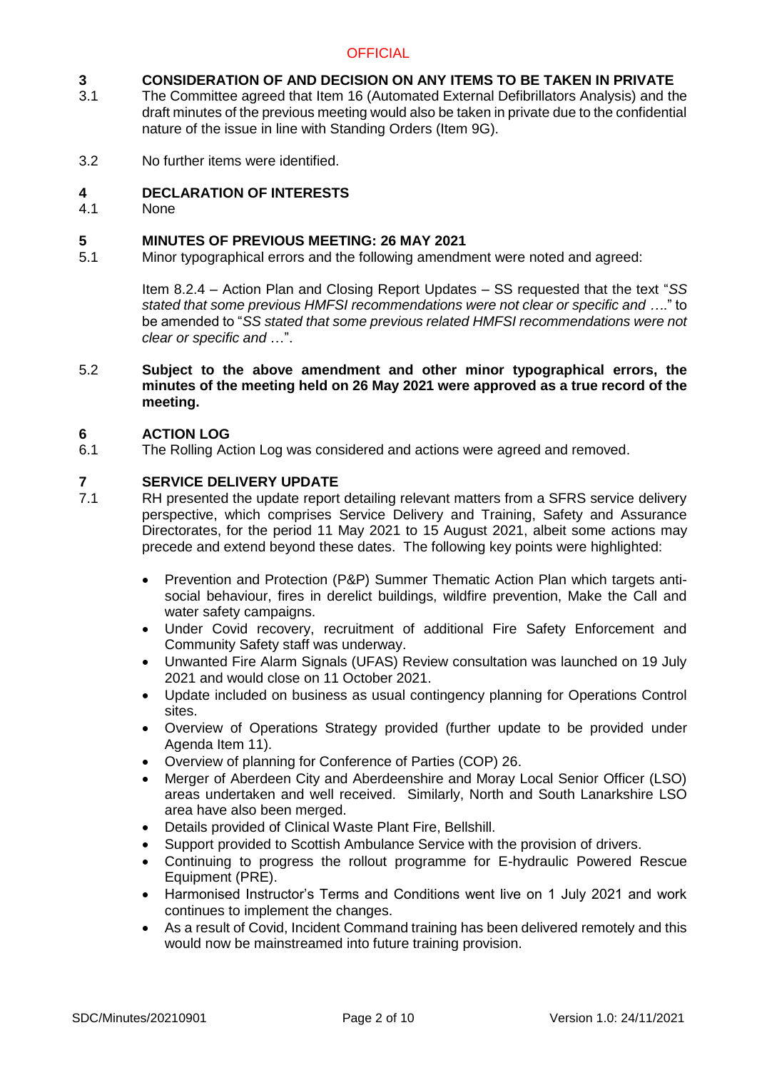## 3 CONSIDERATION OF AND DECISION ON ANY ITEMS TO BE TAKEN IN PRIVATE

3.1 The Committee agreed that Item 16 (Automated External Defibrillators Analysis) and the draft minutes of the previous meeting would also be taken in private due to the confidential nature of the issue in line with Standing Orders (Item 9G).

3.2 No further items were identified.

## 4 DECLARATION OF INTERESTS

4.1 None

## 5 MINUTES OF PREVIOUS MEETING: 26 MAY 2021

5.1 Minor typographical errors and the following amendment were noted and agreed:

Item 8.2.4 – Action Plan and Closing Report Updates – SS requested that the text "*SS stated that some previous HMFSI recommendations were not clear or specific and* …." to be amended to "*SS stated that some previous related HMFSI recommendations were not clear or specific and* …".

5.2 **Subject to the above amendment and other minor typographical errors, the minutes of the meeting held on 26 May 2021 were approved as a true record of the meeting.**

## 6 ACTION LOG

6.1 The Rolling Action Log was considered and actions were agreed and removed.

## 7 SERVICE DELIVERY UPDATE

7.1 RH presented the update report detailing relevant matters from a SFRS service delivery perspective, which comprises Service Delivery and Training, Safety and Assurance Directorates, for the period 11 May 2021 to 15 August 2021, albeit some actions may precede and extend beyond these dates. The following key points were highlighted:

- Prevention and Protection (P&P) Summer Thematic Action Plan which targets anti-social behaviour, fires in derelict buildings, wildfire prevention, Make the Call and water safety campaigns.
- Under Covid recovery, recruitment of additional Fire Safety Enforcement and Community Safety staff was underway.
- Unwanted Fire Alarm Signals (UFAS) Review consultation was launched on 19 July 2021 and would close on 11 October 2021.
- Update included on business as usual contingency planning for Operations Control sites.
- Overview of Operations Strategy provided (further update to be provided under Agenda Item 11).
- Overview of planning for Conference of Parties (COP) 26.
- Merger of Aberdeen City and Aberdeenshire and Moray Local Senior Officer (LSO) areas undertaken and well received. Similarly, North and South Lanarkshire LSO area have also been merged.
- Details provided of Clinical Waste Plant Fire, Bellshill.
- Support provided to Scottish Ambulance Service with the provision of drivers.
- Continuing to progress the rollout programme for E-hydraulic Powered Rescue Equipment (PRE).
- Harmonised Instructor's Terms and Conditions went live on 1 July 2021 and work continues to implement the changes.
- As a result of Covid, Incident Command training has been delivered remotely and this would now be mainstreamed into future training provision.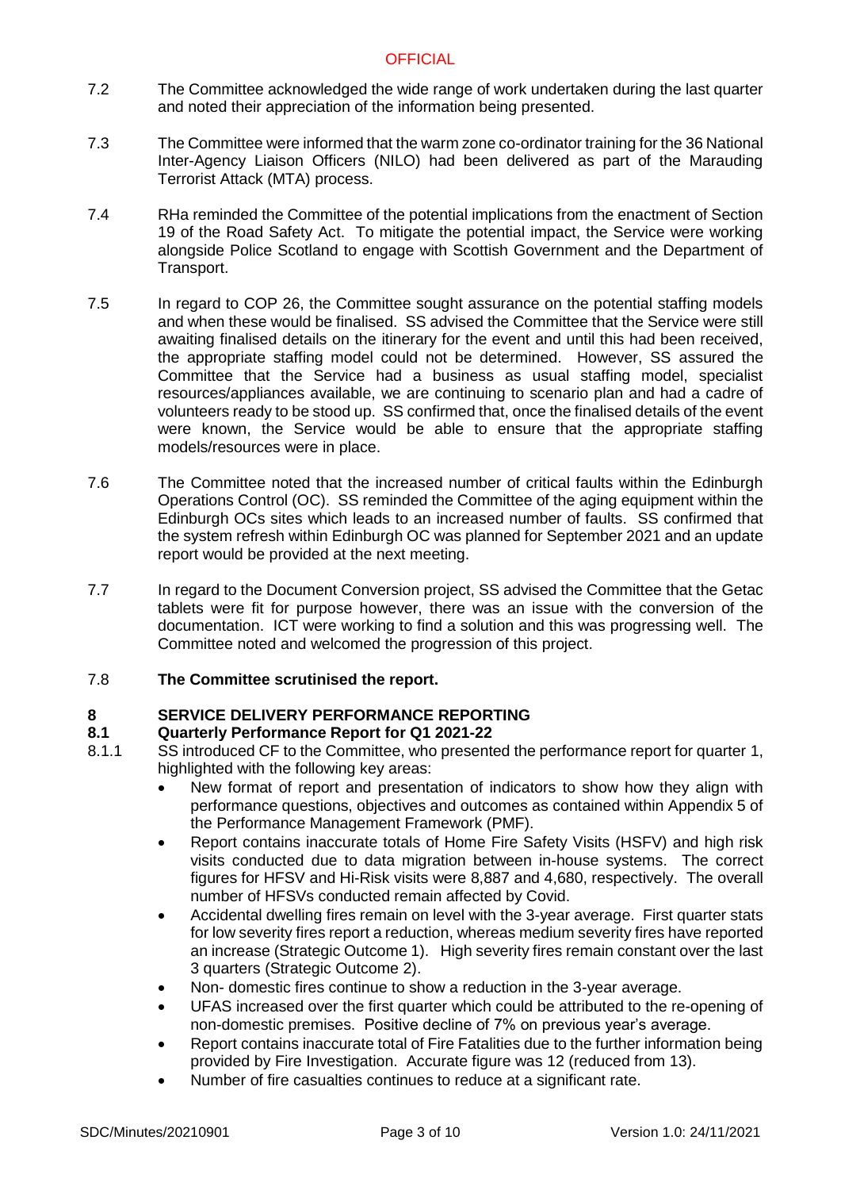7.2 The Committee acknowledged the wide range of work undertaken during the last quarter and noted their appreciation of the information being presented.

7.3 The Committee were informed that the warm zone co-ordinator training for the 36 National Inter-Agency Liaison Officers (NILO) had been delivered as part of the Marauding Terrorist Attack (MTA) process.

7.4 RHa reminded the Committee of the potential implications from the enactment of Section 19 of the Road Safety Act. To mitigate the potential impact, the Service were working alongside Police Scotland to engage with Scottish Government and the Department of Transport.

7.5 In regard to COP 26, the Committee sought assurance on the potential staffing models and when these would be finalised. SS advised the Committee that the Service were still awaiting finalised details on the itinerary for the event and until this had been received, the appropriate staffing model could not be determined. However, SS assured the Committee that the Service had a business as usual staffing model, specialist resources/appliances available, we are continuing to scenario plan and had a cadre of volunteers ready to be stood up. SS confirmed that, once the finalised details of the event were known, the Service would be able to ensure that the appropriate staffing models/resources were in place.

7.6 The Committee noted that the increased number of critical faults within the Edinburgh Operations Control (OC). SS reminded the Committee of the aging equipment within the Edinburgh OCs sites which leads to an increased number of faults. SS confirmed that the system refresh within Edinburgh OC was planned for September 2021 and an update report would be provided at the next meeting.

7.7 In regard to the Document Conversion project, SS advised the Committee that the Getac tablets were fit for purpose however, there was an issue with the conversion of the documentation. ICT were working to find a solution and this was progressing well. The Committee noted and welcomed the progression of this project.

7.8 **The Committee scrutinised the report.**

## 8 SERVICE DELIVERY PERFORMANCE REPORTING

### 8.1 Quarterly Performance Report for Q1 2021-22

8.1.1 SS introduced CF to the Committee, who presented the performance report for quarter 1, highlighted with the following key areas:

- New format of report and presentation of indicators to show how they align with performance questions, objectives and outcomes as contained within Appendix 5 of the Performance Management Framework (PMF).
- Report contains inaccurate totals of Home Fire Safety Visits (HSFV) and high risk visits conducted due to data migration between in-house systems. The correct figures for HFSV and Hi-Risk visits were 8,887 and 4,680, respectively. The overall number of HFSVs conducted remain affected by Covid.
- Accidental dwelling fires remain on level with the 3-year average. First quarter stats for low severity fires report a reduction, whereas medium severity fires have reported an increase (Strategic Outcome 1). High severity fires remain constant over the last 3 quarters (Strategic Outcome 2).
- Non- domestic fires continue to show a reduction in the 3-year average.
- UFAS increased over the first quarter which could be attributed to the re-opening of non-domestic premises. Positive decline of 7% on previous year's average.
- Report contains inaccurate total of Fire Fatalities due to the further information being provided by Fire Investigation. Accurate figure was 12 (reduced from 13).
- Number of fire casualties continues to reduce at a significant rate.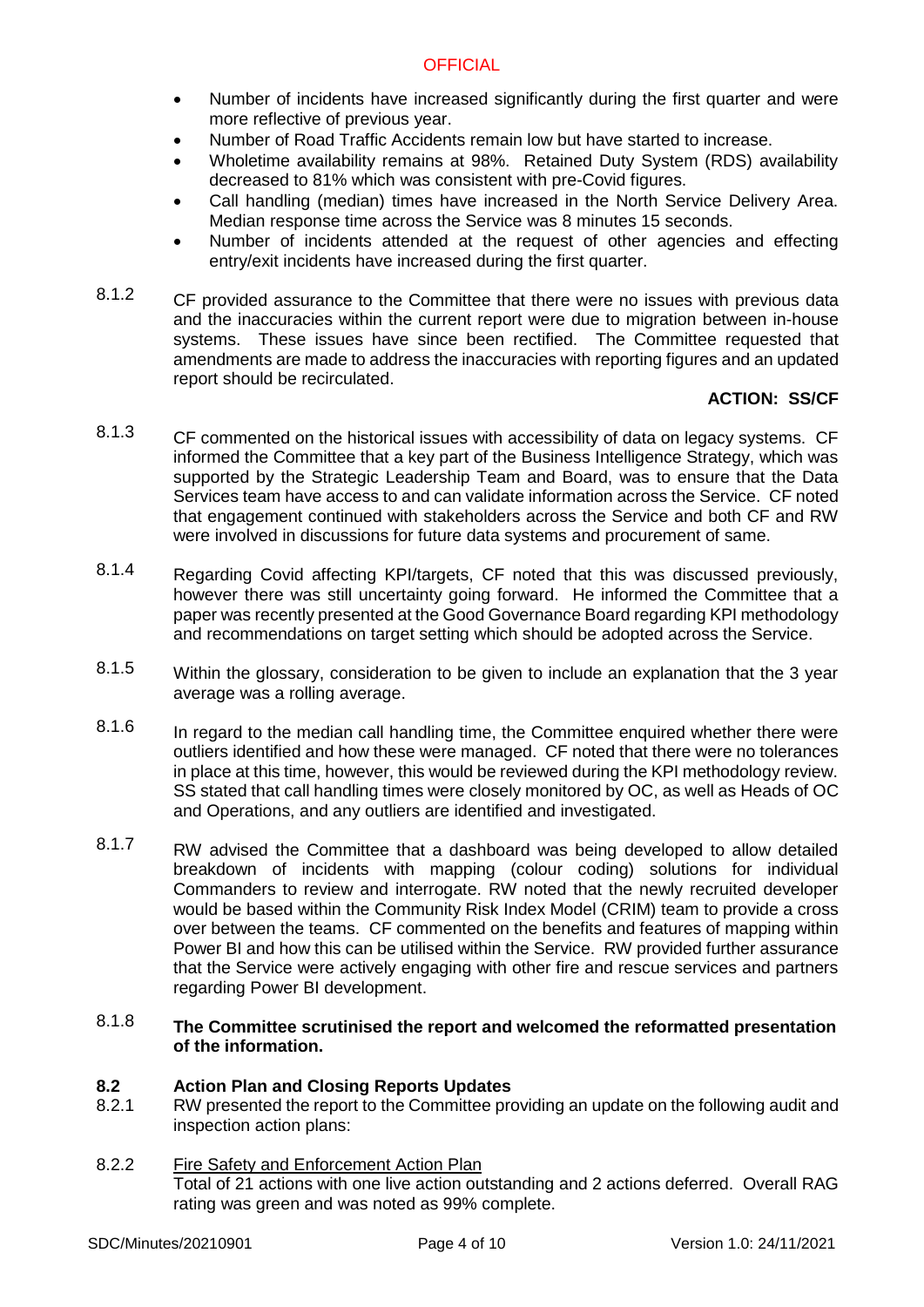- Number of incidents have increased significantly during the first quarter and were more reflective of previous year.
- Number of Road Traffic Accidents remain low but have started to increase.
- Wholetime availability remains at 98%. Retained Duty System (RDS) availability decreased to 81% which was consistent with pre-Covid figures.
- Call handling (median) times have increased in the North Service Delivery Area. Median response time across the Service was 8 minutes 15 seconds.
- Number of incidents attended at the request of other agencies and effecting entry/exit incidents have increased during the first quarter.

8.1.2 CF provided assurance to the Committee that there were no issues with previous data and the inaccuracies within the current report were due to migration between in-house systems. These issues have since been rectified. The Committee requested that amendments are made to address the inaccuracies with reporting figures and an updated report should be recirculated.

**ACTION: SS/CF**

8.1.3 CF commented on the historical issues with accessibility of data on legacy systems. CF informed the Committee that a key part of the Business Intelligence Strategy, which was supported by the Strategic Leadership Team and Board, was to ensure that the Data Services team have access to and can validate information across the Service. CF noted that engagement continued with stakeholders across the Service and both CF and RW were involved in discussions for future data systems and procurement of same.

8.1.4 Regarding Covid affecting KPI/targets, CF noted that this was discussed previously, however there was still uncertainty going forward. He informed the Committee that a paper was recently presented at the Good Governance Board regarding KPI methodology and recommendations on target setting which should be adopted across the Service.

8.1.5 Within the glossary, consideration to be given to include an explanation that the 3 year average was a rolling average.

8.1.6 In regard to the median call handling time, the Committee enquired whether there were outliers identified and how these were managed. CF noted that there were no tolerances in place at this time, however, this would be reviewed during the KPI methodology review. SS stated that call handling times were closely monitored by OC, as well as Heads of OC and Operations, and any outliers are identified and investigated.

8.1.7 RW advised the Committee that a dashboard was being developed to allow detailed breakdown of incidents with mapping (colour coding) solutions for individual Commanders to review and interrogate. RW noted that the newly recruited developer would be based within the Community Risk Index Model (CRIM) team to provide a cross over between the teams. CF commented on the benefits and features of mapping within Power BI and how this can be utilised within the Service. RW provided further assurance that the Service were actively engaging with other fire and rescue services and partners regarding Power BI development.

8.1.8 **The Committee scrutinised the report and welcomed the reformatted presentation of the information.**

**8.2 Action Plan and Closing Reports Updates**

8.2.1 RW presented the report to the Committee providing an update on the following audit and inspection action plans:

8.2.2 Fire Safety and Enforcement Action Plan
Total of 21 actions with one live action outstanding and 2 actions deferred. Overall RAG rating was green and was noted as 99% complete.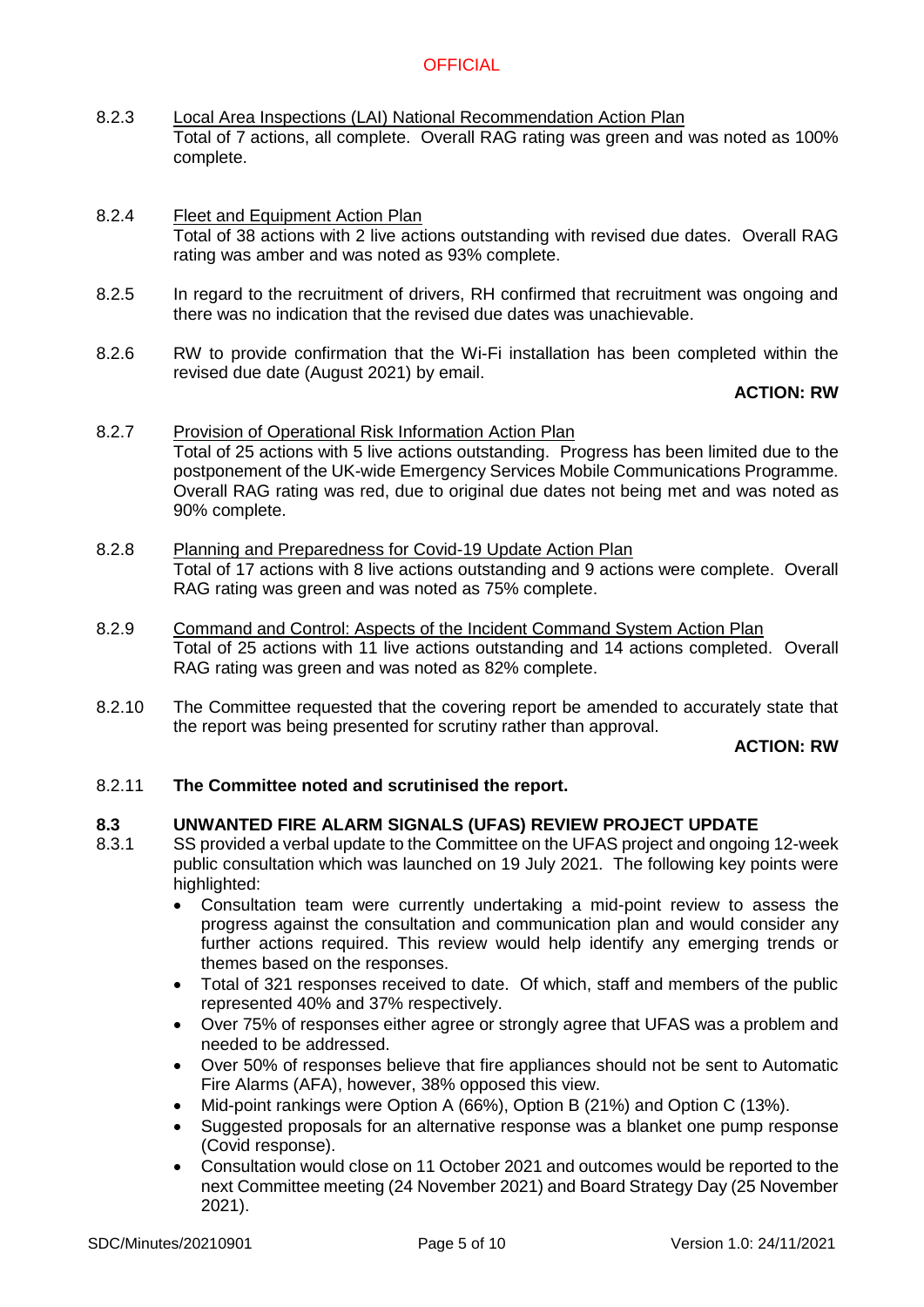8.2.3 Local Area Inspections (LAI) National Recommendation Action Plan
Total of 7 actions, all complete. Overall RAG rating was green and was noted as 100% complete.

8.2.4 Fleet and Equipment Action Plan
Total of 38 actions with 2 live actions outstanding with revised due dates. Overall RAG rating was amber and was noted as 93% complete.

8.2.5 In regard to the recruitment of drivers, RH confirmed that recruitment was ongoing and there was no indication that the revised due dates was unachievable.

8.2.6 RW to provide confirmation that the Wi-Fi installation has been completed within the revised due date (August 2021) by email.

**ACTION: RW**

8.2.7 Provision of Operational Risk Information Action Plan
Total of 25 actions with 5 live actions outstanding. Progress has been limited due to the postponement of the UK-wide Emergency Services Mobile Communications Programme. Overall RAG rating was red, due to original due dates not being met and was noted as 90% complete.

8.2.8 Planning and Preparedness for Covid-19 Update Action Plan
Total of 17 actions with 8 live actions outstanding and 9 actions were complete. Overall RAG rating was green and was noted as 75% complete.

8.2.9 Command and Control: Aspects of the Incident Command System Action Plan
Total of 25 actions with 11 live actions outstanding and 14 actions completed. Overall RAG rating was green and was noted as 82% complete.

8.2.10 The Committee requested that the covering report be amended to accurately state that the report was being presented for scrutiny rather than approval.

**ACTION: RW**

8.2.11 **The Committee noted and scrutinised the report.**

**8.3 UNWANTED FIRE ALARM SIGNALS (UFAS) REVIEW PROJECT UPDATE**

8.3.1 SS provided a verbal update to the Committee on the UFAS project and ongoing 12-week public consultation which was launched on 19 July 2021. The following key points were highlighted:

- Consultation team were currently undertaking a mid-point review to assess the progress against the consultation and communication plan and would consider any further actions required. This review would help identify any emerging trends or themes based on the responses.
- Total of 321 responses received to date. Of which, staff and members of the public represented 40% and 37% respectively.
- Over 75% of responses either agree or strongly agree that UFAS was a problem and needed to be addressed.
- Over 50% of responses believe that fire appliances should not be sent to Automatic Fire Alarms (AFA), however, 38% opposed this view.
- Mid-point rankings were Option A (66%), Option B (21%) and Option C (13%).
- Suggested proposals for an alternative response was a blanket one pump response (Covid response).
- Consultation would close on 11 October 2021 and outcomes would be reported to the next Committee meeting (24 November 2021) and Board Strategy Day (25 November 2021).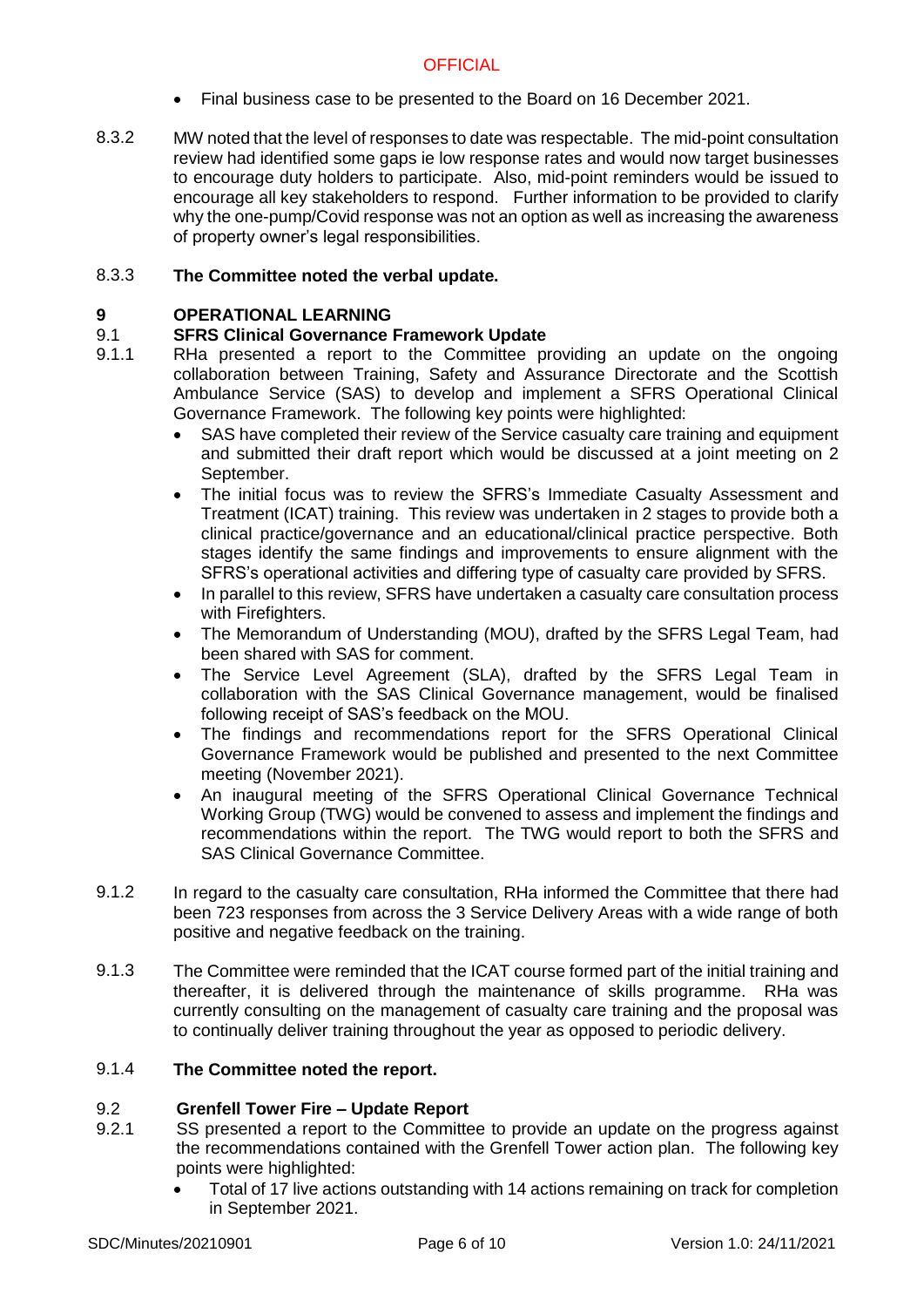- Final business case to be presented to the Board on 16 December 2021.

8.3.2 MW noted that the level of responses to date was respectable. The mid-point consultation review had identified some gaps ie low response rates and would now target businesses to encourage duty holders to participate. Also, mid-point reminders would be issued to encourage all key stakeholders to respond. Further information to be provided to clarify why the one-pump/Covid response was not an option as well as increasing the awareness of property owner's legal responsibilities.

8.3.3 **The Committee noted the verbal update.**

## 9 OPERATIONAL LEARNING

### 9.1 SFRS Clinical Governance Framework Update

9.1.1 RHa presented a report to the Committee providing an update on the ongoing collaboration between Training, Safety and Assurance Directorate and the Scottish Ambulance Service (SAS) to develop and implement a SFRS Operational Clinical Governance Framework. The following key points were highlighted:

- SAS have completed their review of the Service casualty care training and equipment and submitted their draft report which would be discussed at a joint meeting on 2 September.
- The initial focus was to review the SFRS's Immediate Casualty Assessment and Treatment (ICAT) training. This review was undertaken in 2 stages to provide both a clinical practice/governance and an educational/clinical practice perspective. Both stages identify the same findings and improvements to ensure alignment with the SFRS's operational activities and differing type of casualty care provided by SFRS.
- In parallel to this review, SFRS have undertaken a casualty care consultation process with Firefighters.
- The Memorandum of Understanding (MOU), drafted by the SFRS Legal Team, had been shared with SAS for comment.
- The Service Level Agreement (SLA), drafted by the SFRS Legal Team in collaboration with the SAS Clinical Governance management, would be finalised following receipt of SAS's feedback on the MOU.
- The findings and recommendations report for the SFRS Operational Clinical Governance Framework would be published and presented to the next Committee meeting (November 2021).
- An inaugural meeting of the SFRS Operational Clinical Governance Technical Working Group (TWG) would be convened to assess and implement the findings and recommendations within the report. The TWG would report to both the SFRS and SAS Clinical Governance Committee.

9.1.2 In regard to the casualty care consultation, RHa informed the Committee that there had been 723 responses from across the 3 Service Delivery Areas with a wide range of both positive and negative feedback on the training.

9.1.3 The Committee were reminded that the ICAT course formed part of the initial training and thereafter, it is delivered through the maintenance of skills programme. RHa was currently consulting on the management of casualty care training and the proposal was to continually deliver training throughout the year as opposed to periodic delivery.

9.1.4 **The Committee noted the report.**

### 9.2 Grenfell Tower Fire – Update Report

9.2.1 SS presented a report to the Committee to provide an update on the progress against the recommendations contained with the Grenfell Tower action plan. The following key points were highlighted:

- Total of 17 live actions outstanding with 14 actions remaining on track for completion in September 2021.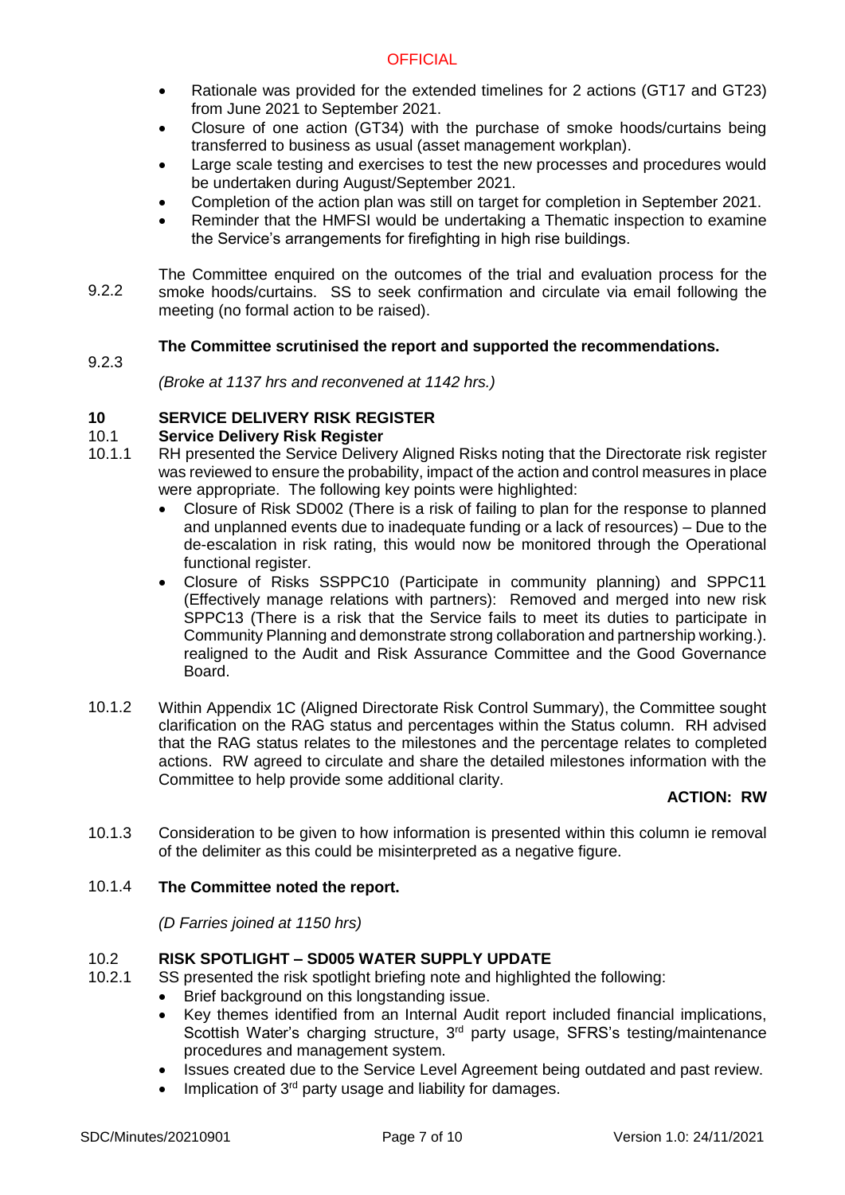- Rationale was provided for the extended timelines for 2 actions (GT17 and GT23) from June 2021 to September 2021.
- Closure of one action (GT34) with the purchase of smoke hoods/curtains being transferred to business as usual (asset management workplan).
- Large scale testing and exercises to test the new processes and procedures would be undertaken during August/September 2021.
- Completion of the action plan was still on target for completion in September 2021.
- Reminder that the HMFSI would be undertaking a Thematic inspection to examine the Service's arrangements for firefighting in high rise buildings.

9.2.2 The Committee enquired on the outcomes of the trial and evaluation process for the smoke hoods/curtains. SS to seek confirmation and circulate via email following the meeting (no formal action to be raised).

9.2.3 **The Committee scrutinised the report and supported the recommendations.**

*(Broke at 1137 hrs and reconvened at 1142 hrs.)*

## 10 SERVICE DELIVERY RISK REGISTER

### 10.1 Service Delivery Risk Register

10.1.1 RH presented the Service Delivery Aligned Risks noting that the Directorate risk register was reviewed to ensure the probability, impact of the action and control measures in place were appropriate. The following key points were highlighted:

- Closure of Risk SD002 (There is a risk of failing to plan for the response to planned and unplanned events due to inadequate funding or a lack of resources) – Due to the de-escalation in risk rating, this would now be monitored through the Operational functional register.
- Closure of Risks SSPPC10 (Participate in community planning) and SPPC11 (Effectively manage relations with partners): Removed and merged into new risk SPPC13 (There is a risk that the Service fails to meet its duties to participate in Community Planning and demonstrate strong collaboration and partnership working.). realigned to the Audit and Risk Assurance Committee and the Good Governance Board.

10.1.2 Within Appendix 1C (Aligned Directorate Risk Control Summary), the Committee sought clarification on the RAG status and percentages within the Status column. RH advised that the RAG status relates to the milestones and the percentage relates to completed actions. RW agreed to circulate and share the detailed milestones information with the Committee to help provide some additional clarity.

**ACTION: RW**

10.1.3 Consideration to be given to how information is presented within this column ie removal of the delimiter as this could be misinterpreted as a negative figure.

10.1.4 **The Committee noted the report.**

*(D Farries joined at 1150 hrs)*

### 10.2 RISK SPOTLIGHT – SD005 WATER SUPPLY UPDATE

10.2.1 SS presented the risk spotlight briefing note and highlighted the following:

- Brief background on this longstanding issue.
- Key themes identified from an Internal Audit report included financial implications, Scottish Water's charging structure, 3rd party usage, SFRS's testing/maintenance procedures and management system.
- Issues created due to the Service Level Agreement being outdated and past review.
- Implication of 3rd party usage and liability for damages.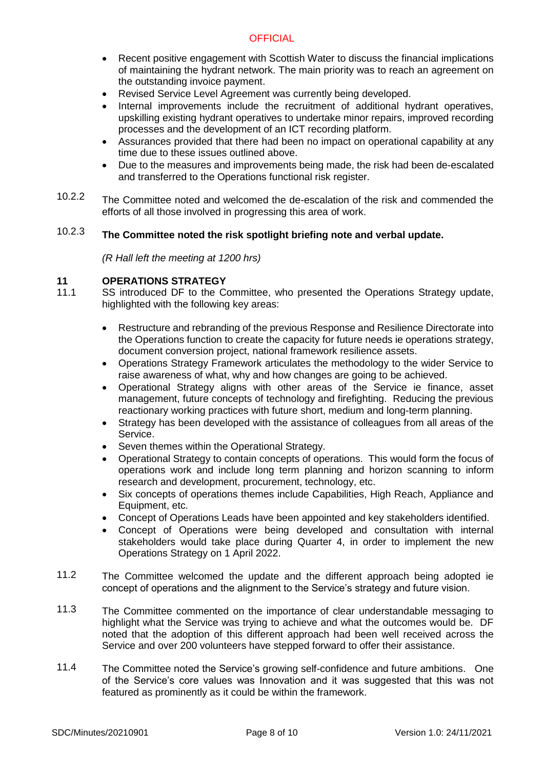- Recent positive engagement with Scottish Water to discuss the financial implications of maintaining the hydrant network. The main priority was to reach an agreement on the outstanding invoice payment.
- Revised Service Level Agreement was currently being developed.
- Internal improvements include the recruitment of additional hydrant operatives, upskilling existing hydrant operatives to undertake minor repairs, improved recording processes and the development of an ICT recording platform.
- Assurances provided that there had been no impact on operational capability at any time due to these issues outlined above.
- Due to the measures and improvements being made, the risk had been de-escalated and transferred to the Operations functional risk register.

10.2.2 The Committee noted and welcomed the de-escalation of the risk and commended the efforts of all those involved in progressing this area of work.

10.2.3 **The Committee noted the risk spotlight briefing note and verbal update.**

*(R Hall left the meeting at 1200 hrs)*

## 11 OPERATIONS STRATEGY

11.1 SS introduced DF to the Committee, who presented the Operations Strategy update, highlighted with the following key areas:

- Restructure and rebranding of the previous Response and Resilience Directorate into the Operations function to create the capacity for future needs ie operations strategy, document conversion project, national framework resilience assets.
- Operations Strategy Framework articulates the methodology to the wider Service to raise awareness of what, why and how changes are going to be achieved.
- Operational Strategy aligns with other areas of the Service ie finance, asset management, future concepts of technology and firefighting. Reducing the previous reactionary working practices with future short, medium and long-term planning.
- Strategy has been developed with the assistance of colleagues from all areas of the Service.
- Seven themes within the Operational Strategy.
- Operational Strategy to contain concepts of operations. This would form the focus of operations work and include long term planning and horizon scanning to inform research and development, procurement, technology, etc.
- Six concepts of operations themes include Capabilities, High Reach, Appliance and Equipment, etc.
- Concept of Operations Leads have been appointed and key stakeholders identified.
- Concept of Operations were being developed and consultation with internal stakeholders would take place during Quarter 4, in order to implement the new Operations Strategy on 1 April 2022.

11.2 The Committee welcomed the update and the different approach being adopted ie concept of operations and the alignment to the Service's strategy and future vision.

11.3 The Committee commented on the importance of clear understandable messaging to highlight what the Service was trying to achieve and what the outcomes would be. DF noted that the adoption of this different approach had been well received across the Service and over 200 volunteers have stepped forward to offer their assistance.

11.4 The Committee noted the Service's growing self-confidence and future ambitions. One of the Service's core values was Innovation and it was suggested that this was not featured as prominently as it could be within the framework.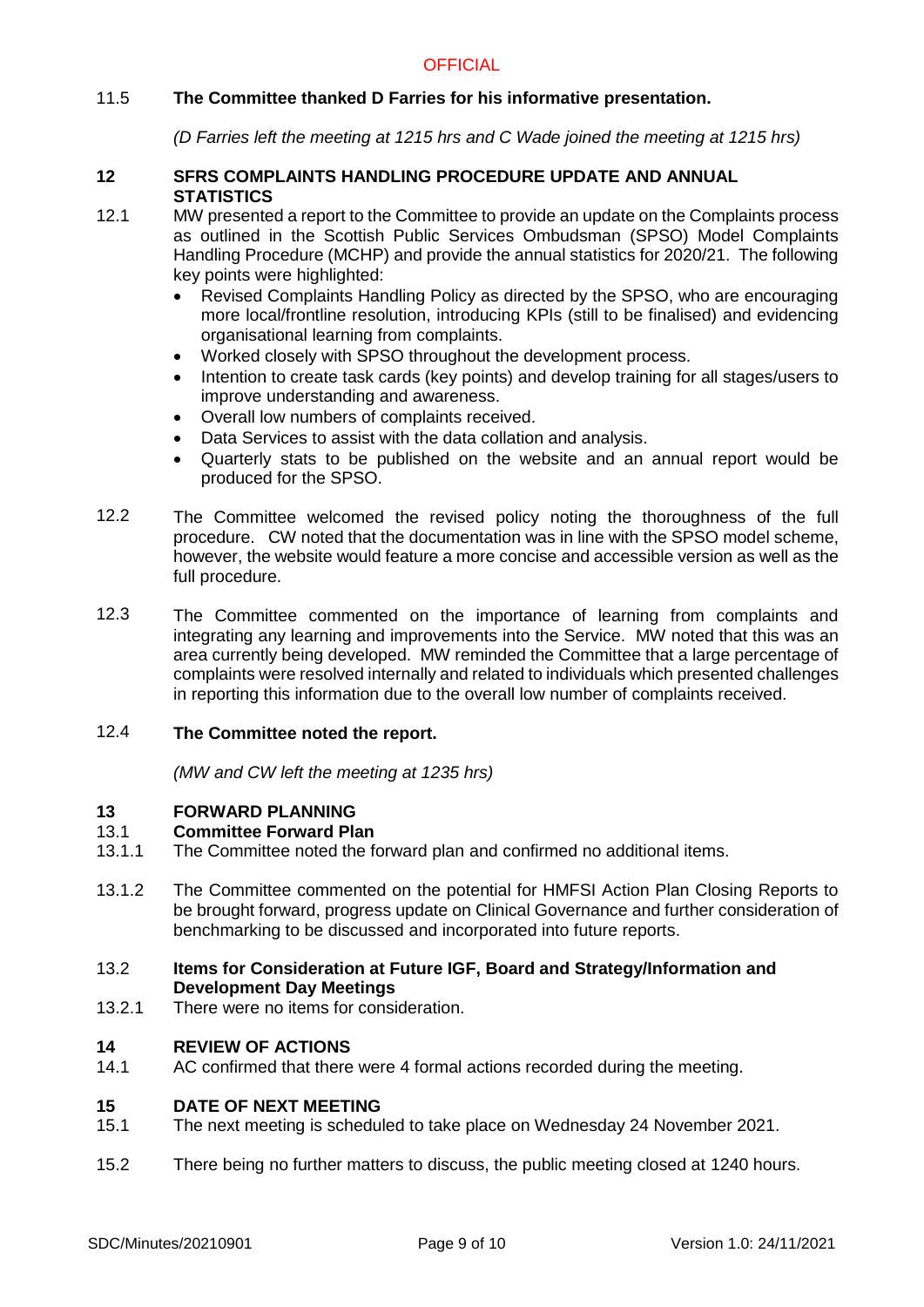11.5 **The Committee thanked D Farries for his informative presentation.**

*(D Farries left the meeting at 1215 hrs and C Wade joined the meeting at 1215 hrs)*

## 12 SFRS COMPLAINTS HANDLING PROCEDURE UPDATE AND ANNUAL STATISTICS

12.1 MW presented a report to the Committee to provide an update on the Complaints process as outlined in the Scottish Public Services Ombudsman (SPSO) Model Complaints Handling Procedure (MCHP) and provide the annual statistics for 2020/21. The following key points were highlighted:

- Revised Complaints Handling Policy as directed by the SPSO, who are encouraging more local/frontline resolution, introducing KPIs (still to be finalised) and evidencing organisational learning from complaints.
- Worked closely with SPSO throughout the development process.
- Intention to create task cards (key points) and develop training for all stages/users to improve understanding and awareness.
- Overall low numbers of complaints received.
- Data Services to assist with the data collation and analysis.
- Quarterly stats to be published on the website and an annual report would be produced for the SPSO.

12.2 The Committee welcomed the revised policy noting the thoroughness of the full procedure. CW noted that the documentation was in line with the SPSO model scheme, however, the website would feature a more concise and accessible version as well as the full procedure.

12.3 The Committee commented on the importance of learning from complaints and integrating any learning and improvements into the Service. MW noted that this was an area currently being developed. MW reminded the Committee that a large percentage of complaints were resolved internally and related to individuals which presented challenges in reporting this information due to the overall low number of complaints received.

12.4 **The Committee noted the report.**

*(MW and CW left the meeting at 1235 hrs)*

## 13 FORWARD PLANNING

### 13.1 Committee Forward Plan

13.1.1 The Committee noted the forward plan and confirmed no additional items.

13.1.2 The Committee commented on the potential for HMFSI Action Plan Closing Reports to be brought forward, progress update on Clinical Governance and further consideration of benchmarking to be discussed and incorporated into future reports.

### 13.2 Items for Consideration at Future IGF, Board and Strategy/Information and Development Day Meetings

13.2.1 There were no items for consideration.

## 14 REVIEW OF ACTIONS

14.1 AC confirmed that there were 4 formal actions recorded during the meeting.

## 15 DATE OF NEXT MEETING

15.1 The next meeting is scheduled to take place on Wednesday 24 November 2021.

15.2 There being no further matters to discuss, the public meeting closed at 1240 hours.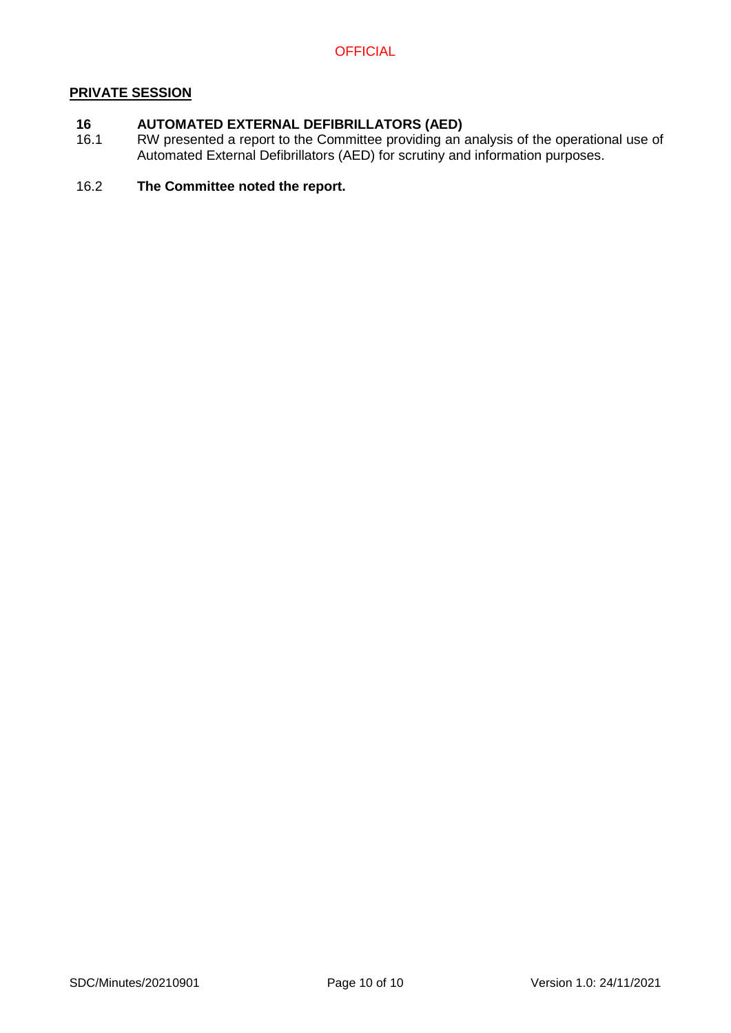**PRIVATE SESSION**

**16 AUTOMATED EXTERNAL DEFIBRILLATORS (AED)**

16.1 RW presented a report to the Committee providing an analysis of the operational use of Automated External Defibrillators (AED) for scrutiny and information purposes.

16.2 **The Committee noted the report.**